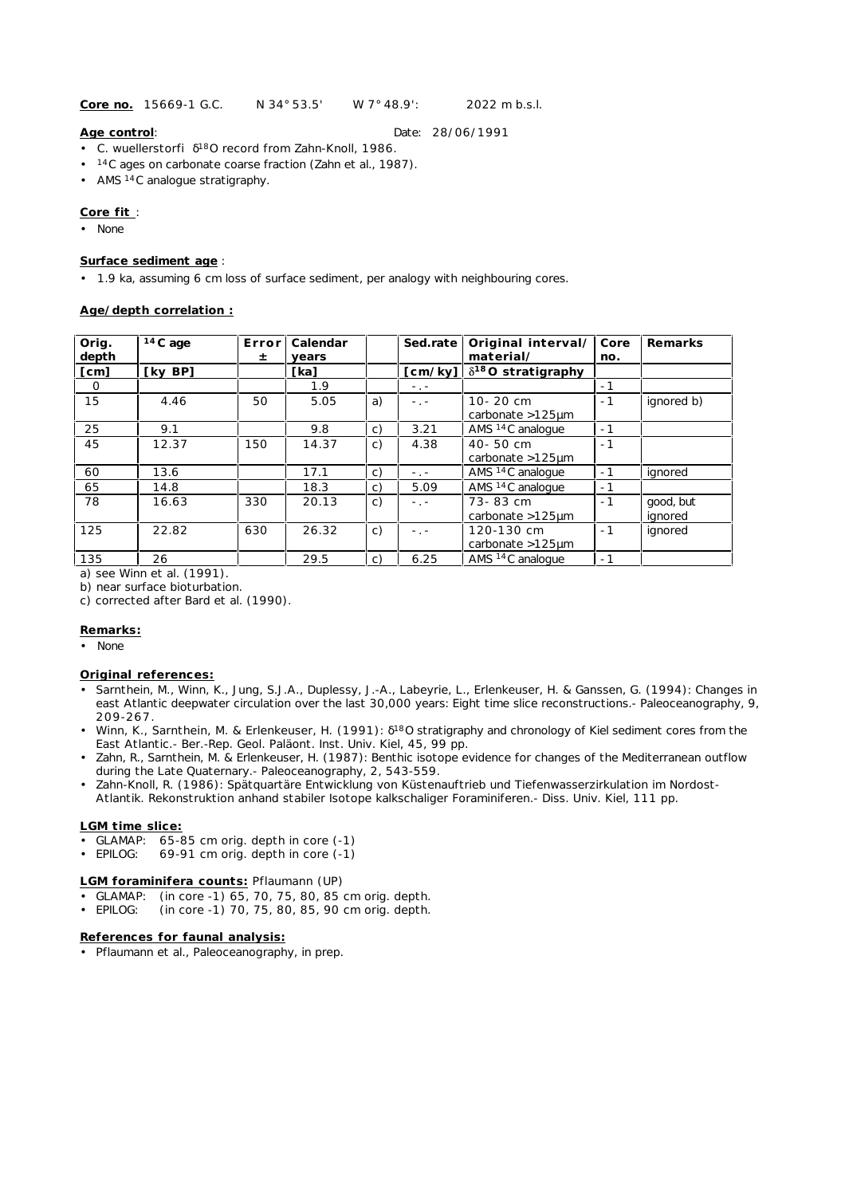**Core no.** 15669-1 G.C.  N 34° 53.5'  W 7° 48.9':  2022 m b.s.l.

**Age control**:  Date: 28/06/1991

- C. wuellerstorfi $\delta^{18}O$ record from Zahn-Knoll, 1986.
- $^{14}C$ ages on carbonate coarse fraction (Zahn et al., 1987).
- AMS $^{14}C$ analogue stratigraphy.

**Core fit** :

- None

**Surface sediment age** :

- 1.9 ka, assuming 6 cm loss of surface sediment, per analogy with neighbouring cores.

**Age/depth correlation :**

| Orig. depth [cm] | $^{14}C$ age [ky BP] | Error ± | Calendar years [ka] | | Sed.rate [cm/ky] | Original interval/ material/ $\delta^{18}O$ stratigraphy | Core no. | Remarks |
|---|---|---|---|---|---|---|---|---|
| 0 | | | 1.9 | | -.- | | -1 | |
| 15 | 4.46 | 50 | 5.05 | a) | -.- | 10- 20 cm carbonate >125µm | -1 | ignored b) |
| 25 | 9.1 | | 9.8 | c) | 3.21 | AMS $^{14}C$ analogue | -1 | |
| 45 | 12.37 | 150 | 14.37 | c) | 4.38 | 40- 50 cm carbonate >125µm | -1 | |
| 60 | 13.6 | | 17.1 | c) | -.- | AMS $^{14}C$ analogue | -1 | ignored |
| 65 | 14.8 | | 18.3 | c) | 5.09 | AMS $^{14}C$ analogue | -1 | |
| 78 | 16.63 | 330 | 20.13 | c) | -.- | 73- 83 cm carbonate >125µm | -1 | good, but ignored |
| 125 | 22.82 | 630 | 26.32 | c) | -.- | 120-130 cm carbonate >125µm | -1 | ignored |
| 135 | 26 | | 29.5 | c) | 6.25 | AMS $^{14}C$ analogue | -1 | |

a) see Winn et al. (1991).
b) near surface bioturbation.
c) corrected after Bard et al. (1990).

**Remarks:**

- None

**Original references:**

- Sarnthein, M., Winn, K., Jung, S.J.A., Duplessy, J.-A., Labeyrie, L., Erlenkeuser, H. & Ganssen, G. (1994): Changes in east Atlantic deepwater circulation over the last 30,000 years: Eight time slice reconstructions.- Paleoceanography, 9, 209-267.
- Winn, K., Sarnthein, M. & Erlenkeuser, H. (1991): $\delta^{18}O$ stratigraphy and chronology of Kiel sediment cores from the East Atlantic.- Ber.-Rep. Geol. Paläont. Inst. Univ. Kiel, 45, 99 pp.
- Zahn, R., Sarnthein, M. & Erlenkeuser, H. (1987): Benthic isotope evidence for changes of the Mediterranean outflow during the Late Quaternary.- Paleoceanography, 2, 543-559.
- Zahn-Knoll, R. (1986): Spätquartäre Entwicklung von Küstenauftrieb und Tiefenwasserzirkulation im Nordost-Atlantik. Rekonstruktion anhand stabiler Isotope kalkschaliger Foraminiferen.- Diss. Univ. Kiel, 111 pp.

**LGM time slice:**

- GLAMAP: 65-85 cm orig. depth in core (-1)
- EPILOG: 69-91 cm orig. depth in core (-1)

**LGM foraminifera counts:** Pflaumann (UP)

- GLAMAP: (in core -1) 65, 70, 75, 80, 85 cm orig. depth.
- EPILOG: (in core -1) 70, 75, 80, 85, 90 cm orig. depth.

**References for faunal analysis:**

- Pflaumann et al., Paleoceanography, in prep.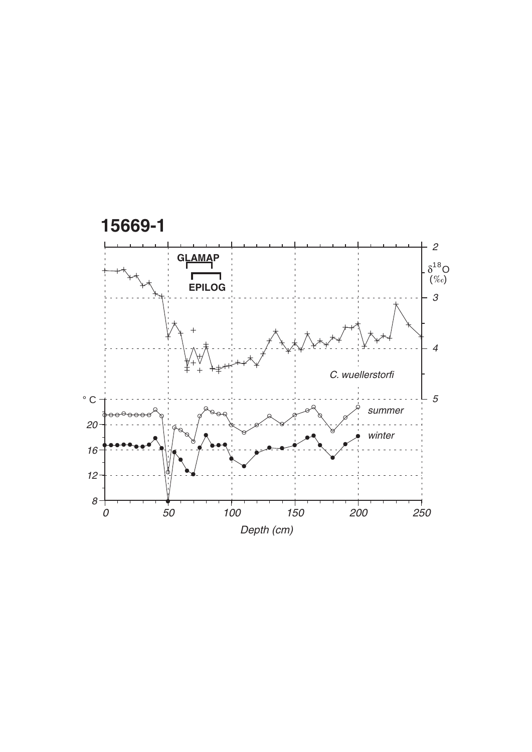15669-1

GLAMAP

EPILOG

$\delta^{18}O$ (‰)

2

3

4

5

*C. wuellerstorfi*

° C

20

16

12

8

*summer*

*winter*

0

50

100

150

200

250

*Depth (cm)*